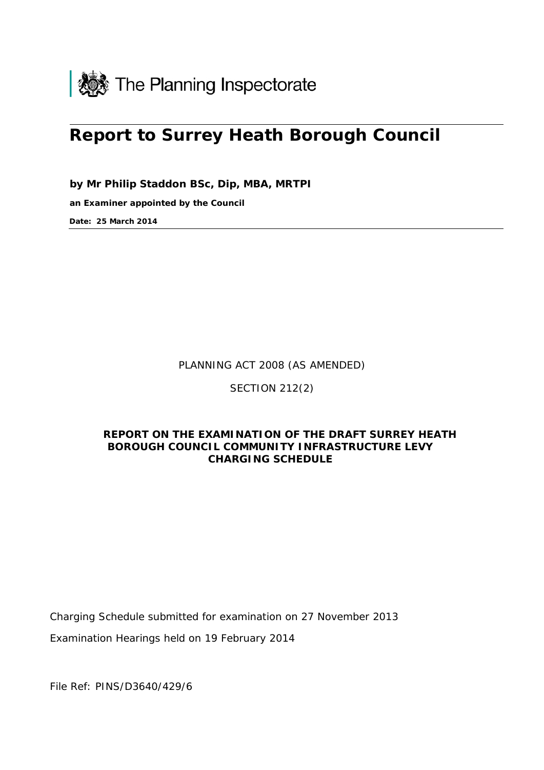The Planning Inspectorate

# Report to Surrey Heath Borough Council

**by Mr Philip Staddon BSc, Dip, MBA, MRTPI**

**an Examiner appointed by the Council**

**Date: 25 March 2014**

PLANNING ACT 2008 (AS AMENDED)

SECTION 212(2)

**REPORT ON THE EXAMINATION OF THE DRAFT SURREY HEATH BOROUGH COUNCIL COMMUNITY INFRASTRUCTURE LEVY CHARGING SCHEDULE**

Charging Schedule submitted for examination on 27 November 2013

Examination Hearings held on 19 February 2014

File Ref: PINS/D3640/429/6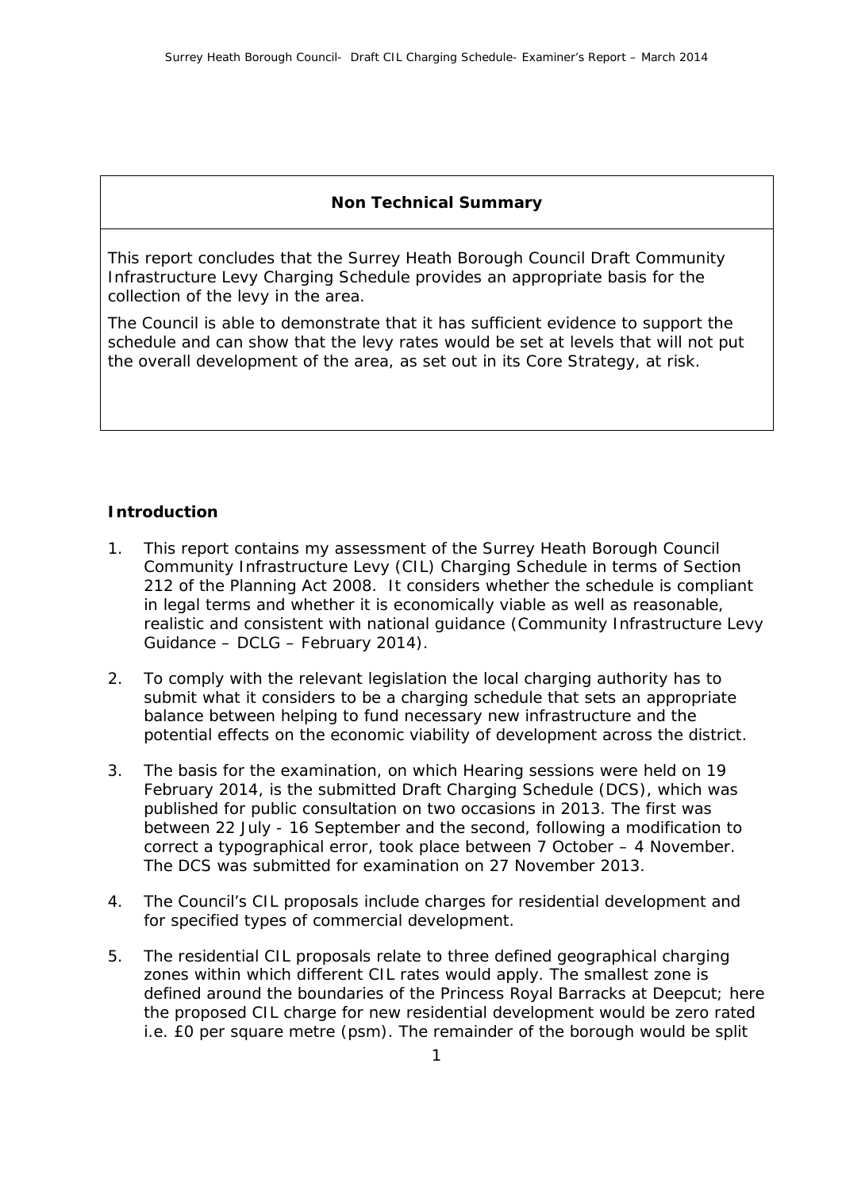## Non Technical Summary

This report concludes that the Surrey Heath Borough Council Draft Community Infrastructure Levy Charging Schedule provides an appropriate basis for the collection of the levy in the area.

The Council is able to demonstrate that it has sufficient evidence to support the schedule and can show that the levy rates would be set at levels that will not put the overall development of the area, as set out in its Core Strategy, at risk.

## Introduction

1. This report contains my assessment of the Surrey Heath Borough Council Community Infrastructure Levy (CIL) Charging Schedule in terms of Section 212 of the Planning Act 2008. It considers whether the schedule is compliant in legal terms and whether it is economically viable as well as reasonable, realistic and consistent with national guidance (Community Infrastructure Levy Guidance – DCLG – February 2014).

2. To comply with the relevant legislation the local charging authority has to submit what it considers to be a charging schedule that sets an appropriate balance between helping to fund necessary new infrastructure and the potential effects on the economic viability of development across the district.

3. The basis for the examination, on which Hearing sessions were held on 19 February 2014, is the submitted Draft Charging Schedule (DCS), which was published for public consultation on two occasions in 2013. The first was between 22 July - 16 September and the second, following a modification to correct a typographical error, took place between 7 October – 4 November. The DCS was submitted for examination on 27 November 2013.

4. The Council's CIL proposals include charges for residential development and for specified types of commercial development.

5. The residential CIL proposals relate to three defined geographical charging zones within which different CIL rates would apply. The smallest zone is defined around the boundaries of the Princess Royal Barracks at Deepcut; here the proposed CIL charge for new residential development would be zero rated i.e. £0 per square metre (psm). The remainder of the borough would be split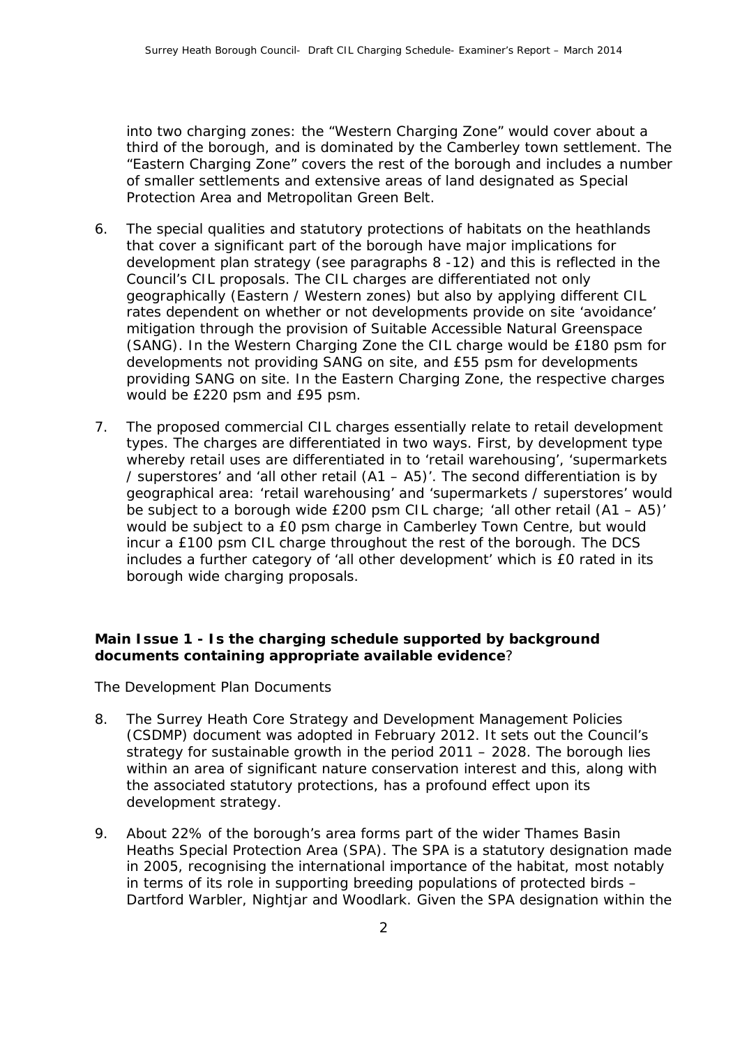into two charging zones: the "Western Charging Zone" would cover about a third of the borough, and is dominated by the Camberley town settlement. The "Eastern Charging Zone" covers the rest of the borough and includes a number of smaller settlements and extensive areas of land designated as Special Protection Area and Metropolitan Green Belt.

6. The special qualities and statutory protections of habitats on the heathlands that cover a significant part of the borough have major implications for development plan strategy (see paragraphs 8 -12) and this is reflected in the Council's CIL proposals. The CIL charges are differentiated not only geographically (Eastern / Western zones) but also by applying different CIL rates dependent on whether or not developments provide on site 'avoidance' mitigation through the provision of Suitable Accessible Natural Greenspace (SANG). In the Western Charging Zone the CIL charge would be £180 psm for developments not providing SANG on site, and £55 psm for developments providing SANG on site. In the Eastern Charging Zone, the respective charges would be £220 psm and £95 psm.

7. The proposed commercial CIL charges essentially relate to retail development types. The charges are differentiated in two ways. First, by development type whereby retail uses are differentiated in to 'retail warehousing', 'supermarkets / superstores' and 'all other retail (A1 – A5)'. The second differentiation is by geographical area: 'retail warehousing' and 'supermarkets / superstores' would be subject to a borough wide £200 psm CIL charge; 'all other retail (A1 – A5)' would be subject to a £0 psm charge in Camberley Town Centre, but would incur a £100 psm CIL charge throughout the rest of the borough. The DCS includes a further category of 'all other development' which is £0 rated in its borough wide charging proposals.

**Main Issue 1 - Is the charging schedule supported by background documents containing appropriate available evidence**?

*The Development Plan Documents*

8. The Surrey Heath Core Strategy and Development Management Policies (CSDMP) document was adopted in February 2012. It sets out the Council's strategy for sustainable growth in the period 2011 – 2028. The borough lies within an area of significant nature conservation interest and this, along with the associated statutory protections, has a profound effect upon its development strategy.

9. About 22% of the borough's area forms part of the wider Thames Basin Heaths Special Protection Area (SPA). The SPA is a statutory designation made in 2005, recognising the international importance of the habitat, most notably in terms of its role in supporting breeding populations of protected birds – Dartford Warbler, Nightjar and Woodlark. Given the SPA designation within the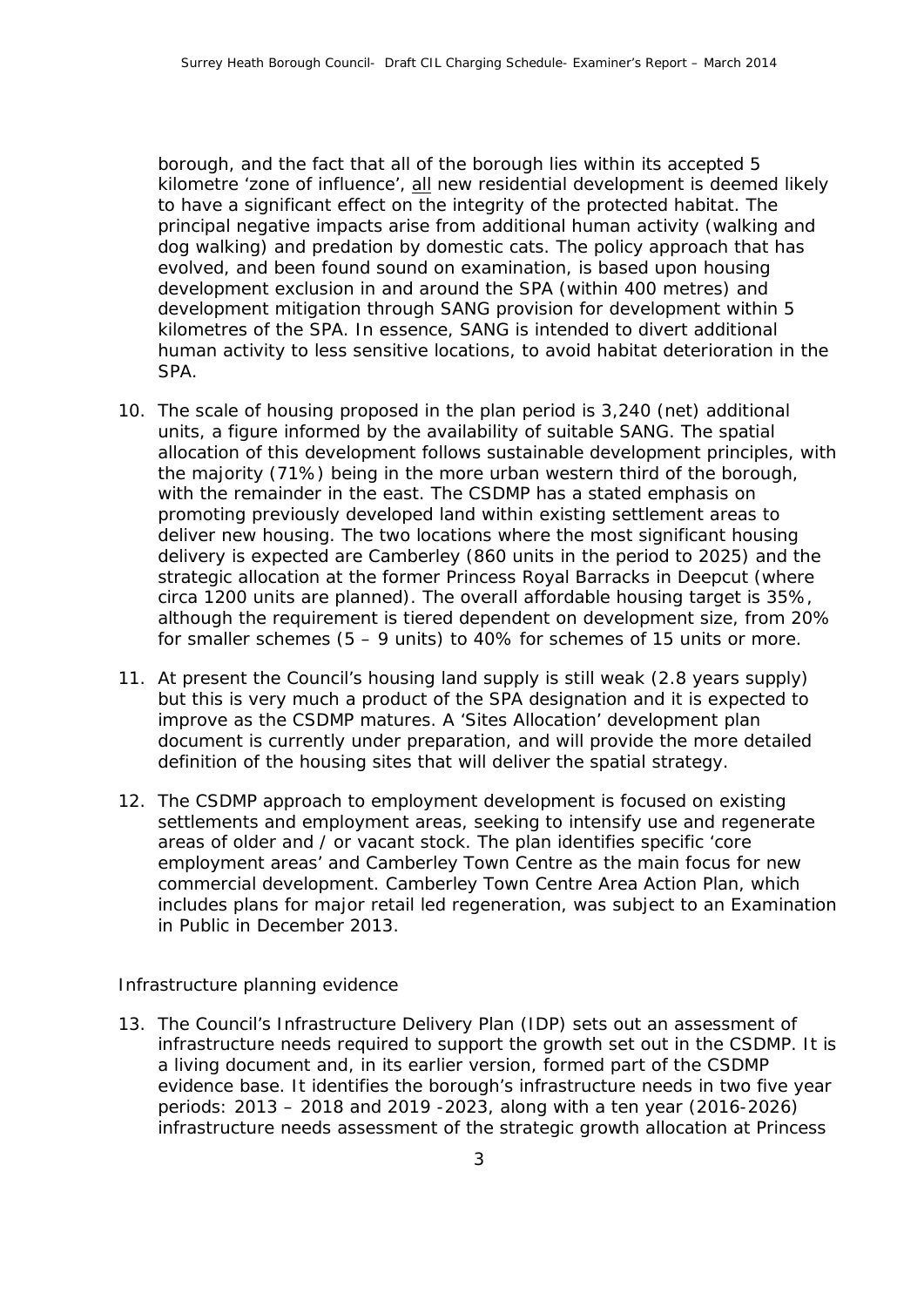borough, and the fact that all of the borough lies within its accepted 5 kilometre 'zone of influence', all new residential development is deemed likely to have a significant effect on the integrity of the protected habitat. The principal negative impacts arise from additional human activity (walking and dog walking) and predation by domestic cats. The policy approach that has evolved, and been found sound on examination, is based upon housing development exclusion in and around the SPA (within 400 metres) and development mitigation through SANG provision for development within 5 kilometres of the SPA. In essence, SANG is intended to divert additional human activity to less sensitive locations, to avoid habitat deterioration in the SPA.

10. The scale of housing proposed in the plan period is 3,240 (net) additional units, a figure informed by the availability of suitable SANG. The spatial allocation of this development follows sustainable development principles, with the majority (71%) being in the more urban western third of the borough, with the remainder in the east. The CSDMP has a stated emphasis on promoting previously developed land within existing settlement areas to deliver new housing. The two locations where the most significant housing delivery is expected are Camberley (860 units in the period to 2025) and the strategic allocation at the former Princess Royal Barracks in Deepcut (where circa 1200 units are planned). The overall affordable housing target is 35%, although the requirement is tiered dependent on development size, from 20% for smaller schemes (5 – 9 units) to 40% for schemes of 15 units or more.

11. At present the Council's housing land supply is still weak (2.8 years supply) but this is very much a product of the SPA designation and it is expected to improve as the CSDMP matures. A 'Sites Allocation' development plan document is currently under preparation, and will provide the more detailed definition of the housing sites that will deliver the spatial strategy.

12. The CSDMP approach to employment development is focused on existing settlements and employment areas, seeking to intensify use and regenerate areas of older and / or vacant stock. The plan identifies specific 'core employment areas' and Camberley Town Centre as the main focus for new commercial development. Camberley Town Centre Area Action Plan, which includes plans for major retail led regeneration, was subject to an Examination in Public in December 2013.

### Infrastructure planning evidence

13. The Council's Infrastructure Delivery Plan (IDP) sets out an assessment of infrastructure needs required to support the growth set out in the CSDMP. It is a living document and, in its earlier version, formed part of the CSDMP evidence base. It identifies the borough's infrastructure needs in two five year periods: 2013 – 2018 and 2019 -2023, along with a ten year (2016-2026) infrastructure needs assessment of the strategic growth allocation at Princess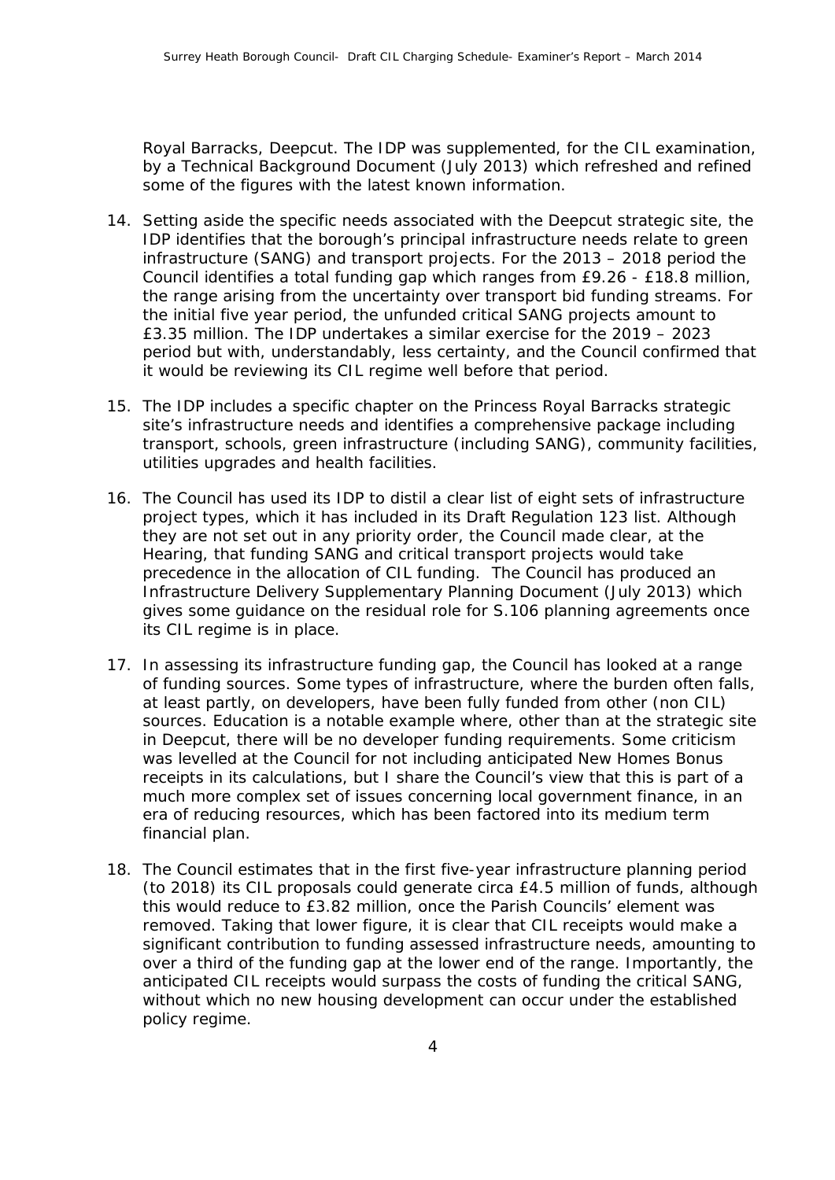Royal Barracks, Deepcut. The IDP was supplemented, for the CIL examination, by a Technical Background Document (July 2013) which refreshed and refined some of the figures with the latest known information.

14. Setting aside the specific needs associated with the Deepcut strategic site, the IDP identifies that the borough's principal infrastructure needs relate to green infrastructure (SANG) and transport projects. For the 2013 – 2018 period the Council identifies a total funding gap which ranges from £9.26 - £18.8 million, the range arising from the uncertainty over transport bid funding streams. For the initial five year period, the unfunded critical SANG projects amount to £3.35 million. The IDP undertakes a similar exercise for the 2019 – 2023 period but with, understandably, less certainty, and the Council confirmed that it would be reviewing its CIL regime well before that period.

15. The IDP includes a specific chapter on the Princess Royal Barracks strategic site's infrastructure needs and identifies a comprehensive package including transport, schools, green infrastructure (including SANG), community facilities, utilities upgrades and health facilities.

16. The Council has used its IDP to distil a clear list of eight sets of infrastructure project types, which it has included in its Draft Regulation 123 list. Although they are not set out in any priority order, the Council made clear, at the Hearing, that funding SANG and critical transport projects would take precedence in the allocation of CIL funding. The Council has produced an Infrastructure Delivery Supplementary Planning Document (July 2013) which gives some guidance on the residual role for S.106 planning agreements once its CIL regime is in place.

17. In assessing its infrastructure funding gap, the Council has looked at a range of funding sources. Some types of infrastructure, where the burden often falls, at least partly, on developers, have been fully funded from other (non CIL) sources. Education is a notable example where, other than at the strategic site in Deepcut, there will be no developer funding requirements. Some criticism was levelled at the Council for not including anticipated New Homes Bonus receipts in its calculations, but I share the Council's view that this is part of a much more complex set of issues concerning local government finance, in an era of reducing resources, which has been factored into its medium term financial plan.

18. The Council estimates that in the first five-year infrastructure planning period (to 2018) its CIL proposals could generate circa £4.5 million of funds, although this would reduce to £3.82 million, once the Parish Councils' element was removed. Taking that lower figure, it is clear that CIL receipts would make a significant contribution to funding assessed infrastructure needs, amounting to over a third of the funding gap at the lower end of the range. Importantly, the anticipated CIL receipts would surpass the costs of funding the critical SANG, without which no new housing development can occur under the established policy regime.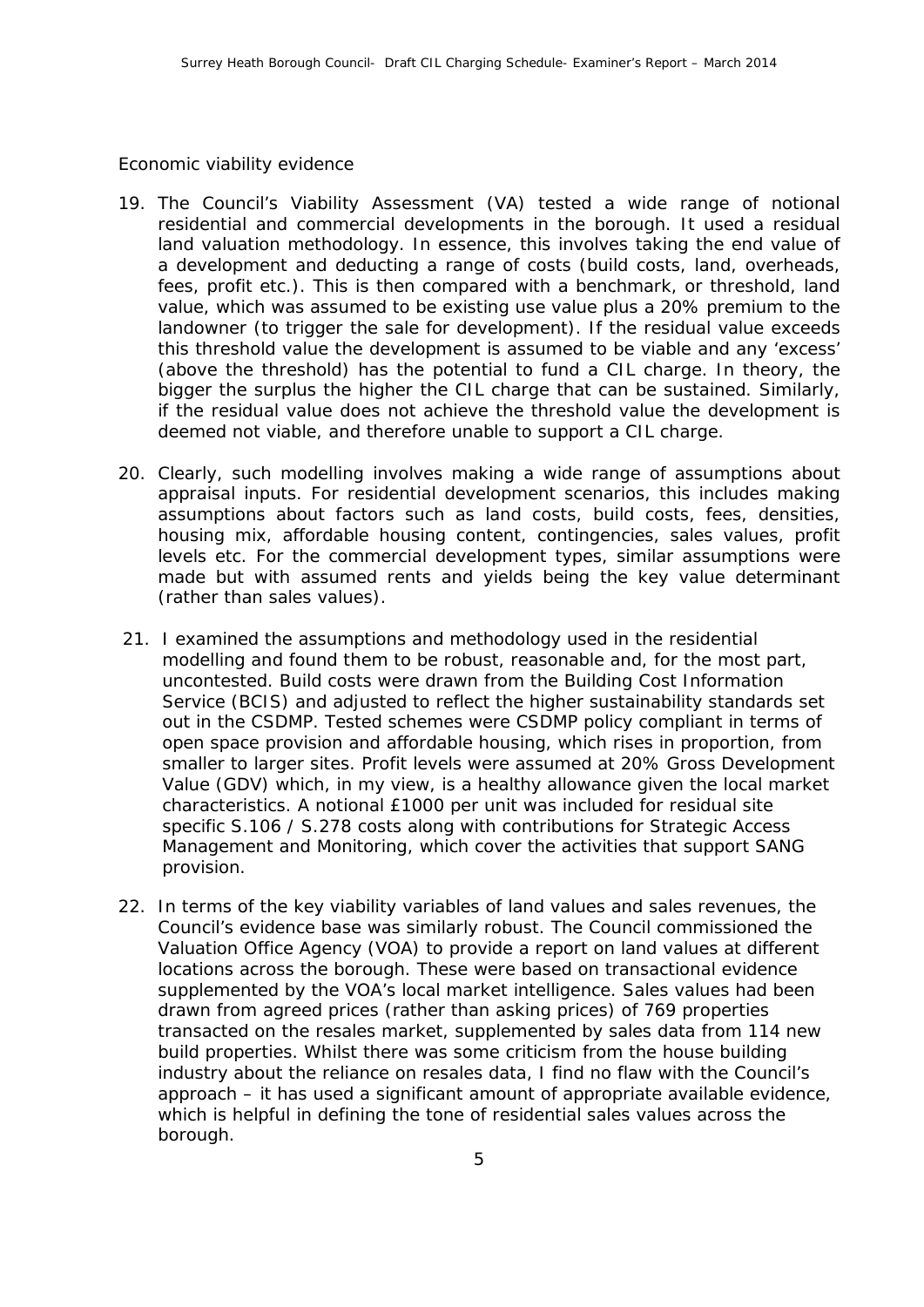Economic viability evidence

19. The Council's Viability Assessment (VA) tested a wide range of notional residential and commercial developments in the borough. It used a residual land valuation methodology. In essence, this involves taking the end value of a development and deducting a range of costs (build costs, land, overheads, fees, profit etc.). This is then compared with a benchmark, or threshold, land value, which was assumed to be existing use value plus a 20% premium to the landowner (to trigger the sale for development). If the residual value exceeds this threshold value the development is assumed to be viable and any 'excess' (above the threshold) has the potential to fund a CIL charge. In theory, the bigger the surplus the higher the CIL charge that can be sustained. Similarly, if the residual value does not achieve the threshold value the development is deemed not viable, and therefore unable to support a CIL charge.

20. Clearly, such modelling involves making a wide range of assumptions about appraisal inputs. For residential development scenarios, this includes making assumptions about factors such as land costs, build costs, fees, densities, housing mix, affordable housing content, contingencies, sales values, profit levels etc. For the commercial development types, similar assumptions were made but with assumed rents and yields being the key value determinant (rather than sales values).

21. I examined the assumptions and methodology used in the residential modelling and found them to be robust, reasonable and, for the most part, uncontested. Build costs were drawn from the Building Cost Information Service (BCIS) and adjusted to reflect the higher sustainability standards set out in the CSDMP. Tested schemes were CSDMP policy compliant in terms of open space provision and affordable housing, which rises in proportion, from smaller to larger sites. Profit levels were assumed at 20% Gross Development Value (GDV) which, in my view, is a healthy allowance given the local market characteristics. A notional £1000 per unit was included for residual site specific S.106 / S.278 costs along with contributions for Strategic Access Management and Monitoring, which cover the activities that support SANG provision.

22. In terms of the key viability variables of land values and sales revenues, the Council's evidence base was similarly robust. The Council commissioned the Valuation Office Agency (VOA) to provide a report on land values at different locations across the borough. These were based on transactional evidence supplemented by the VOA's local market intelligence. Sales values had been drawn from agreed prices (rather than asking prices) of 769 properties transacted on the resales market, supplemented by sales data from 114 new build properties. Whilst there was some criticism from the house building industry about the reliance on resales data, I find no flaw with the Council's approach – it has used a significant amount of appropriate available evidence, which is helpful in defining the tone of residential sales values across the borough.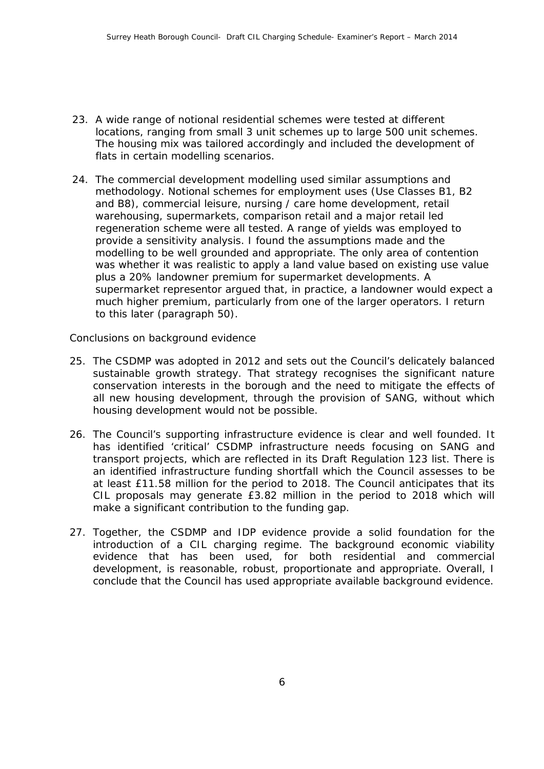23. A wide range of notional residential schemes were tested at different locations, ranging from small 3 unit schemes up to large 500 unit schemes. The housing mix was tailored accordingly and included the development of flats in certain modelling scenarios.

24. The commercial development modelling used similar assumptions and methodology. Notional schemes for employment uses (Use Classes B1, B2 and B8), commercial leisure, nursing / care home development, retail warehousing, supermarkets, comparison retail and a major retail led regeneration scheme were all tested. A range of yields was employed to provide a sensitivity analysis. I found the assumptions made and the modelling to be well grounded and appropriate. The only area of contention was whether it was realistic to apply a land value based on existing use value plus a 20% landowner premium for supermarket developments. A supermarket representor argued that, in practice, a landowner would expect a much higher premium, particularly from one of the larger operators. I return to this later (paragraph 50).

Conclusions on background evidence

25. The CSDMP was adopted in 2012 and sets out the Council's delicately balanced sustainable growth strategy. That strategy recognises the significant nature conservation interests in the borough and the need to mitigate the effects of all new housing development, through the provision of SANG, without which housing development would not be possible.

26. The Council's supporting infrastructure evidence is clear and well founded. It has identified 'critical' CSDMP infrastructure needs focusing on SANG and transport projects, which are reflected in its Draft Regulation 123 list. There is an identified infrastructure funding shortfall which the Council assesses to be at least £11.58 million for the period to 2018. The Council anticipates that its CIL proposals may generate £3.82 million in the period to 2018 which will make a significant contribution to the funding gap.

27. Together, the CSDMP and IDP evidence provide a solid foundation for the introduction of a CIL charging regime. The background economic viability evidence that has been used, for both residential and commercial development, is reasonable, robust, proportionate and appropriate. Overall, I conclude that the Council has used appropriate available background evidence.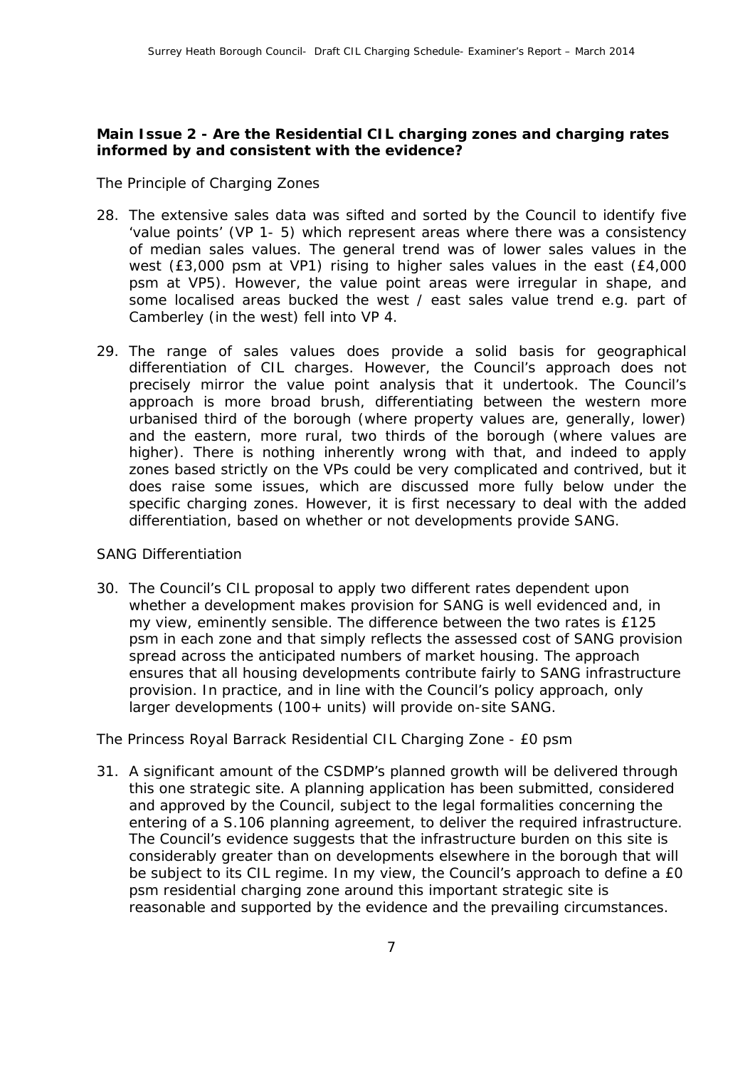**Main Issue 2 - Are the Residential CIL charging zones and charging rates informed by and consistent with the evidence?**

*The Principle of Charging Zones*

28. The extensive sales data was sifted and sorted by the Council to identify five 'value points' (VP 1- 5) which represent areas where there was a consistency of median sales values. The general trend was of lower sales values in the west (£3,000 psm at VP1) rising to higher sales values in the east (£4,000 psm at VP5). However, the value point areas were irregular in shape, and some localised areas bucked the west / east sales value trend e.g. part of Camberley (in the west) fell into VP 4.

29. The range of sales values does provide a solid basis for geographical differentiation of CIL charges. However, the Council's approach does not precisely mirror the value point analysis that it undertook. The Council's approach is more broad brush, differentiating between the western more urbanised third of the borough (where property values are, generally, lower) and the eastern, more rural, two thirds of the borough (where values are higher). There is nothing inherently wrong with that, and indeed to apply zones based strictly on the VPs could be very complicated and contrived, but it does raise some issues, which are discussed more fully below under the specific charging zones. However, it is first necessary to deal with the added differentiation, based on whether or not developments provide SANG.

*SANG Differentiation*

30. The Council's CIL proposal to apply two different rates dependent upon whether a development makes provision for SANG is well evidenced and, in my view, eminently sensible. The difference between the two rates is £125 psm in each zone and that simply reflects the assessed cost of SANG provision spread across the anticipated numbers of market housing. The approach ensures that all housing developments contribute fairly to SANG infrastructure provision. In practice, and in line with the Council's policy approach, only larger developments (100+ units) will provide on-site SANG.

*The Princess Royal Barrack Residential CIL Charging Zone - £0 psm*

31. A significant amount of the CSDMP's planned growth will be delivered through this one strategic site. A planning application has been submitted, considered and approved by the Council, subject to the legal formalities concerning the entering of a S.106 planning agreement, to deliver the required infrastructure. The Council's evidence suggests that the infrastructure burden on this site is considerably greater than on developments elsewhere in the borough that will be subject to its CIL regime. In my view, the Council's approach to define a £0 psm residential charging zone around this important strategic site is reasonable and supported by the evidence and the prevailing circumstances.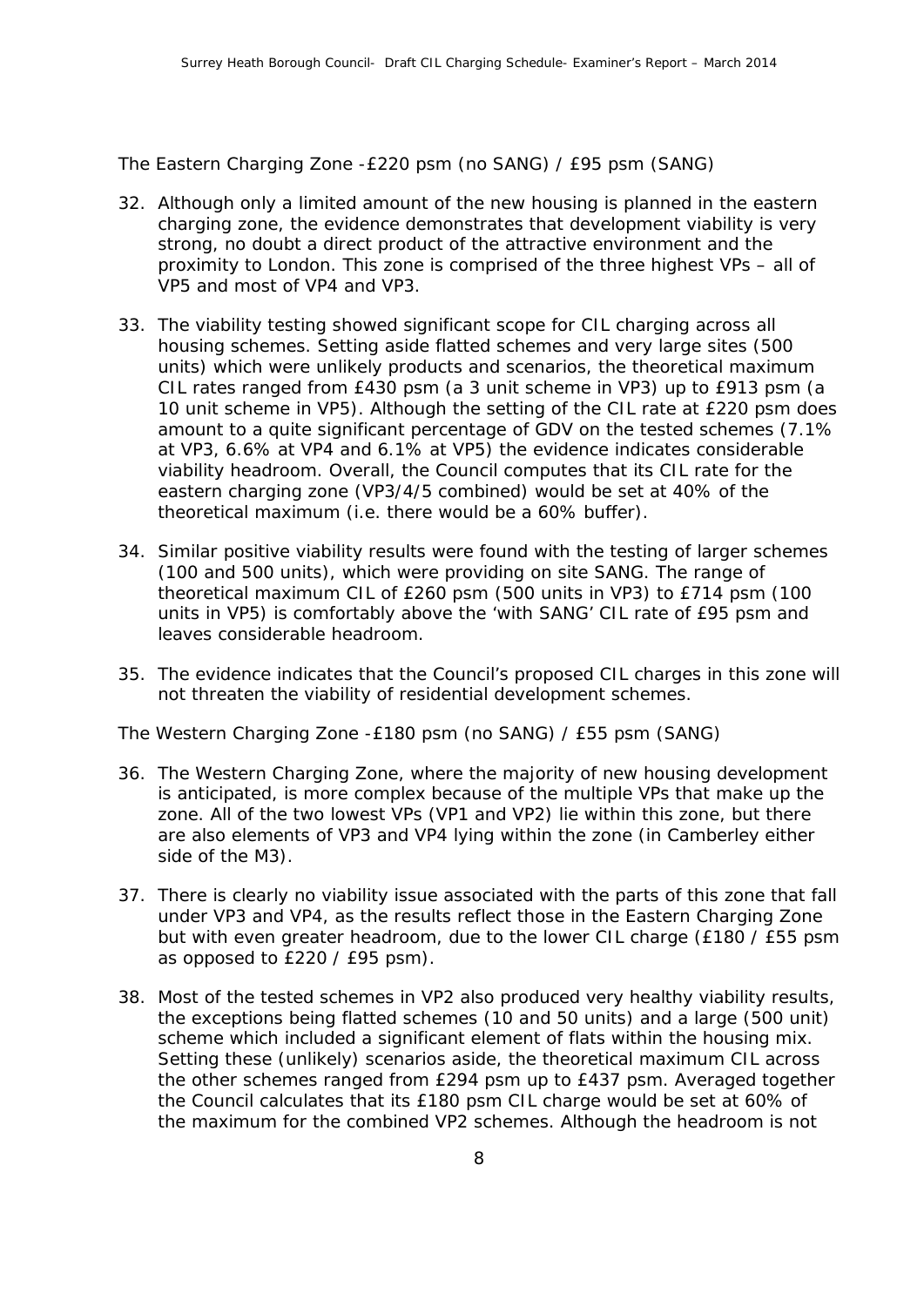The Eastern Charging Zone -£220 psm (no SANG) / £95 psm (SANG)

32. Although only a limited amount of the new housing is planned in the eastern charging zone, the evidence demonstrates that development viability is very strong, no doubt a direct product of the attractive environment and the proximity to London. This zone is comprised of the three highest VPs – all of VP5 and most of VP4 and VP3.

33. The viability testing showed significant scope for CIL charging across all housing schemes. Setting aside flatted schemes and very large sites (500 units) which were unlikely products and scenarios, the theoretical maximum CIL rates ranged from £430 psm (a 3 unit scheme in VP3) up to £913 psm (a 10 unit scheme in VP5). Although the setting of the CIL rate at £220 psm does amount to a quite significant percentage of GDV on the tested schemes (7.1% at VP3, 6.6% at VP4 and 6.1% at VP5) the evidence indicates considerable viability headroom. Overall, the Council computes that its CIL rate for the eastern charging zone (VP3/4/5 combined) would be set at 40% of the theoretical maximum (i.e. there would be a 60% buffer).

34. Similar positive viability results were found with the testing of larger schemes (100 and 500 units), which were providing on site SANG. The range of theoretical maximum CIL of £260 psm (500 units in VP3) to £714 psm (100 units in VP5) is comfortably above the 'with SANG' CIL rate of £95 psm and leaves considerable headroom.

35. The evidence indicates that the Council's proposed CIL charges in this zone will not threaten the viability of residential development schemes.

The Western Charging Zone -£180 psm (no SANG) / £55 psm (SANG)

36. The Western Charging Zone, where the majority of new housing development is anticipated, is more complex because of the multiple VPs that make up the zone. All of the two lowest VPs (VP1 and VP2) lie within this zone, but there are also elements of VP3 and VP4 lying within the zone (in Camberley either side of the M3).

37. There is clearly no viability issue associated with the parts of this zone that fall under VP3 and VP4, as the results reflect those in the Eastern Charging Zone but with even greater headroom, due to the lower CIL charge (£180 / £55 psm as opposed to £220 / £95 psm).

38. Most of the tested schemes in VP2 also produced very healthy viability results, the exceptions being flatted schemes (10 and 50 units) and a large (500 unit) scheme which included a significant element of flats within the housing mix. Setting these (unlikely) scenarios aside, the theoretical maximum CIL across the other schemes ranged from £294 psm up to £437 psm. Averaged together the Council calculates that its £180 psm CIL charge would be set at 60% of the maximum for the combined VP2 schemes. Although the headroom is not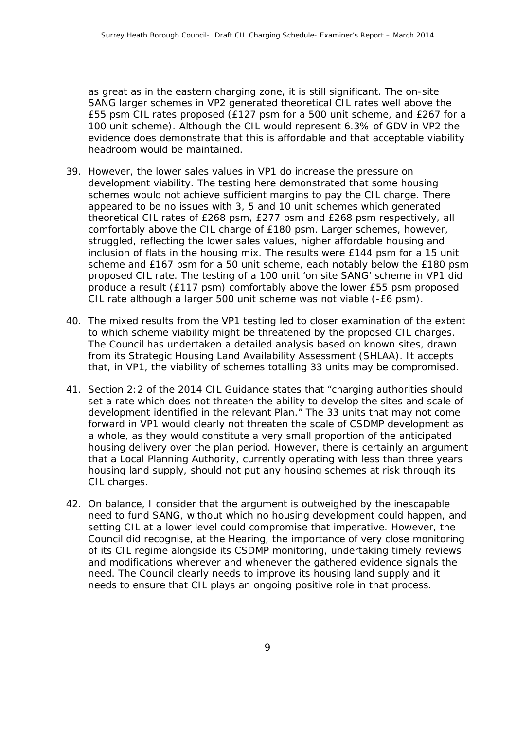as great as in the eastern charging zone, it is still significant. The on-site SANG larger schemes in VP2 generated theoretical CIL rates well above the £55 psm CIL rates proposed (£127 psm for a 500 unit scheme, and £267 for a 100 unit scheme). Although the CIL would represent 6.3% of GDV in VP2 the evidence does demonstrate that this is affordable and that acceptable viability headroom would be maintained.

39. However, the lower sales values in VP1 do increase the pressure on development viability. The testing here demonstrated that some housing schemes would not achieve sufficient margins to pay the CIL charge. There appeared to be no issues with 3, 5 and 10 unit schemes which generated theoretical CIL rates of £268 psm, £277 psm and £268 psm respectively, all comfortably above the CIL charge of £180 psm. Larger schemes, however, struggled, reflecting the lower sales values, higher affordable housing and inclusion of flats in the housing mix. The results were £144 psm for a 15 unit scheme and £167 psm for a 50 unit scheme, each notably below the £180 psm proposed CIL rate. The testing of a 100 unit 'on site SANG' scheme in VP1 did produce a result (£117 psm) comfortably above the lower £55 psm proposed CIL rate although a larger 500 unit scheme was not viable (-£6 psm).

40. The mixed results from the VP1 testing led to closer examination of the extent to which scheme viability might be threatened by the proposed CIL charges. The Council has undertaken a detailed analysis based on known sites, drawn from its Strategic Housing Land Availability Assessment (SHLAA). It accepts that, in VP1, the viability of schemes totalling 33 units may be compromised.

41. Section 2:2 of the 2014 CIL Guidance states that "charging authorities should set a rate which does not threaten the ability to develop the sites and scale of development identified in the relevant Plan." The 33 units that may not come forward in VP1 would clearly not threaten the scale of CSDMP development as a whole, as they would constitute a very small proportion of the anticipated housing delivery over the plan period. However, there is certainly an argument that a Local Planning Authority, currently operating with less than three years housing land supply, should not put any housing schemes at risk through its CIL charges.

42. On balance, I consider that the argument is outweighed by the inescapable need to fund SANG, without which no housing development could happen, and setting CIL at a lower level could compromise that imperative. However, the Council did recognise, at the Hearing, the importance of very close monitoring of its CIL regime alongside its CSDMP monitoring, undertaking timely reviews and modifications wherever and whenever the gathered evidence signals the need. The Council clearly needs to improve its housing land supply and it needs to ensure that CIL plays an ongoing positive role in that process.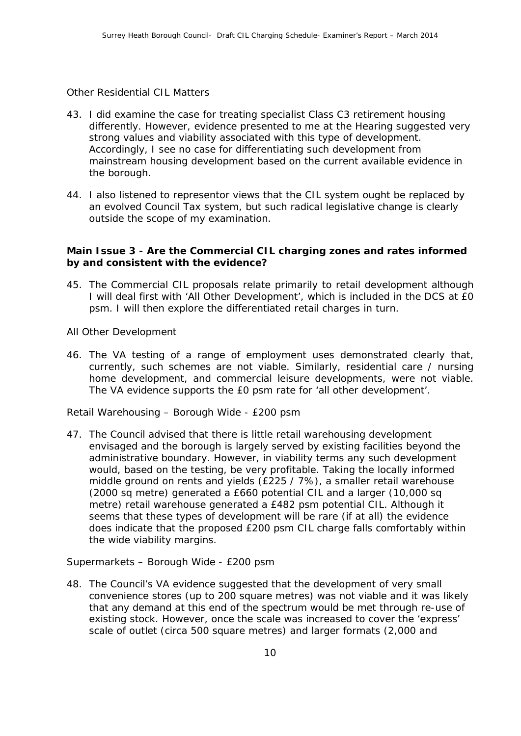Other Residential CIL Matters

43. I did examine the case for treating specialist Class C3 retirement housing differently. However, evidence presented to me at the Hearing suggested very strong values and viability associated with this type of development. Accordingly, I see no case for differentiating such development from mainstream housing development based on the current available evidence in the borough.

44. I also listened to representor views that the CIL system ought be replaced by an evolved Council Tax system, but such radical legislative change is clearly outside the scope of my examination.

**Main Issue 3 - Are the Commercial CIL charging zones and rates informed by and consistent with the evidence?**

45. The Commercial CIL proposals relate primarily to retail development although I will deal first with 'All Other Development', which is included in the DCS at £0 psm. I will then explore the differentiated retail charges in turn.

All Other Development

46. The VA testing of a range of employment uses demonstrated clearly that, currently, such schemes are not viable. Similarly, residential care / nursing home development, and commercial leisure developments, were not viable. The VA evidence supports the £0 psm rate for 'all other development'.

Retail Warehousing – Borough Wide - £200 psm

47. The Council advised that there is little retail warehousing development envisaged and the borough is largely served by existing facilities beyond the administrative boundary. However, in viability terms any such development would, based on the testing, be very profitable. Taking the locally informed middle ground on rents and yields (£225 / 7%), a smaller retail warehouse (2000 sq metre) generated a £660 potential CIL and a larger (10,000 sq metre) retail warehouse generated a £482 psm potential CIL. Although it seems that these types of development will be rare (if at all) the evidence does indicate that the proposed £200 psm CIL charge falls comfortably within the wide viability margins.

Supermarkets – Borough Wide - £200 psm

48. The Council's VA evidence suggested that the development of very small convenience stores (up to 200 square metres) was not viable and it was likely that any demand at this end of the spectrum would be met through re-use of existing stock. However, once the scale was increased to cover the 'express' scale of outlet (circa 500 square metres) and larger formats (2,000 and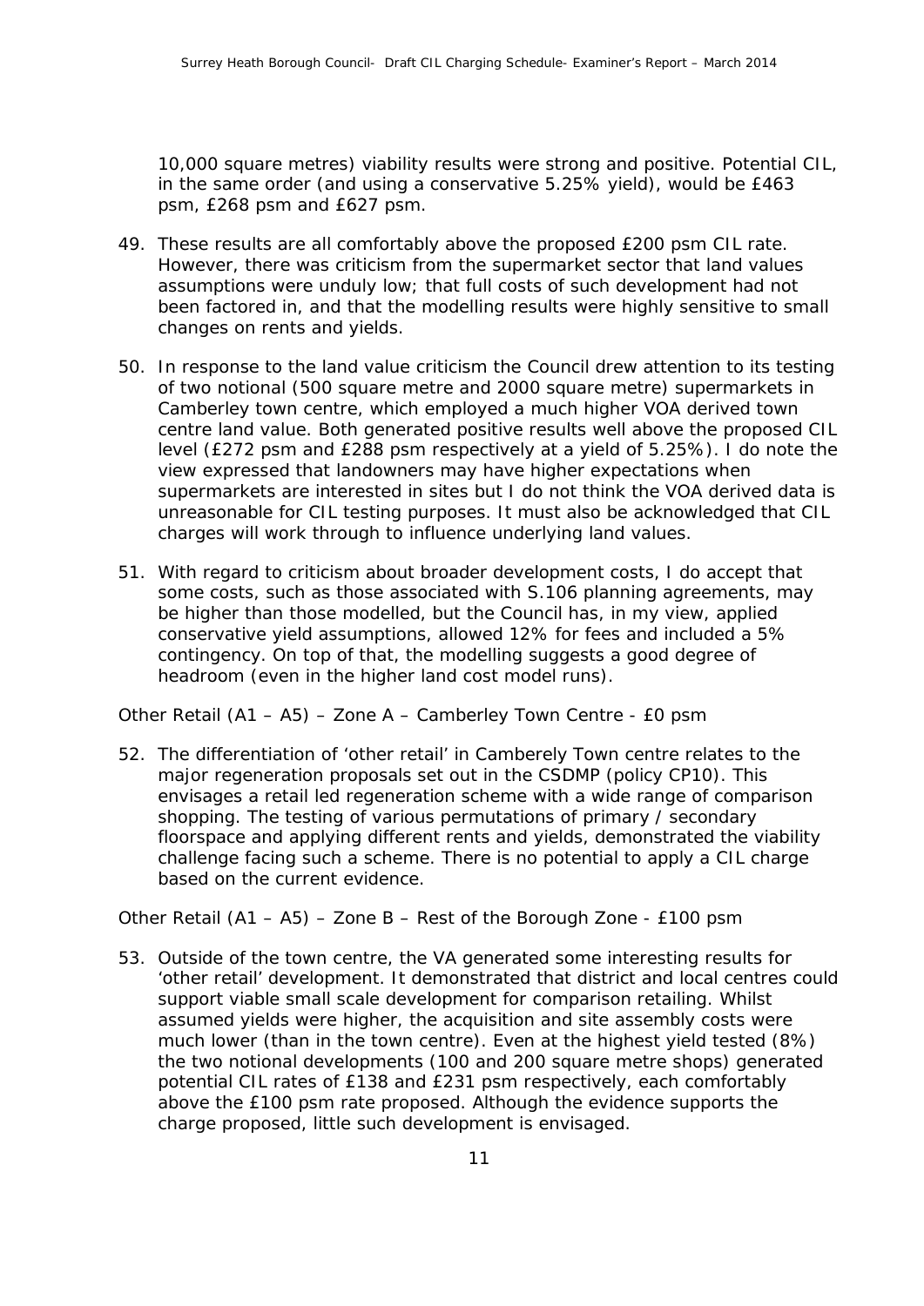10,000 square metres) viability results were strong and positive. Potential CIL, in the same order (and using a conservative 5.25% yield), would be £463 psm, £268 psm and £627 psm.

49. These results are all comfortably above the proposed £200 psm CIL rate. However, there was criticism from the supermarket sector that land values assumptions were unduly low; that full costs of such development had not been factored in, and that the modelling results were highly sensitive to small changes on rents and yields.

50. In response to the land value criticism the Council drew attention to its testing of two notional (500 square metre and 2000 square metre) supermarkets in Camberley town centre, which employed a much higher VOA derived town centre land value. Both generated positive results well above the proposed CIL level (£272 psm and £288 psm respectively at a yield of 5.25%). I do note the view expressed that landowners may have higher expectations when supermarkets are interested in sites but I do not think the VOA derived data is unreasonable for CIL testing purposes. It must also be acknowledged that CIL charges will work through to influence underlying land values.

51. With regard to criticism about broader development costs, I do accept that some costs, such as those associated with S.106 planning agreements, may be higher than those modelled, but the Council has, in my view, applied conservative yield assumptions, allowed 12% for fees and included a 5% contingency. On top of that, the modelling suggests a good degree of headroom (even in the higher land cost model runs).

Other Retail (A1 – A5) – Zone A – Camberley Town Centre - £0 psm

52. The differentiation of 'other retail' in Camberely Town centre relates to the major regeneration proposals set out in the CSDMP (policy CP10). This envisages a retail led regeneration scheme with a wide range of comparison shopping. The testing of various permutations of primary / secondary floorspace and applying different rents and yields, demonstrated the viability challenge facing such a scheme. There is no potential to apply a CIL charge based on the current evidence.

Other Retail (A1 – A5) – Zone B – Rest of the Borough Zone - £100 psm

53. Outside of the town centre, the VA generated some interesting results for 'other retail' development. It demonstrated that district and local centres could support viable small scale development for comparison retailing. Whilst assumed yields were higher, the acquisition and site assembly costs were much lower (than in the town centre). Even at the highest yield tested (8%) the two notional developments (100 and 200 square metre shops) generated potential CIL rates of £138 and £231 psm respectively, each comfortably above the £100 psm rate proposed. Although the evidence supports the charge proposed, little such development is envisaged.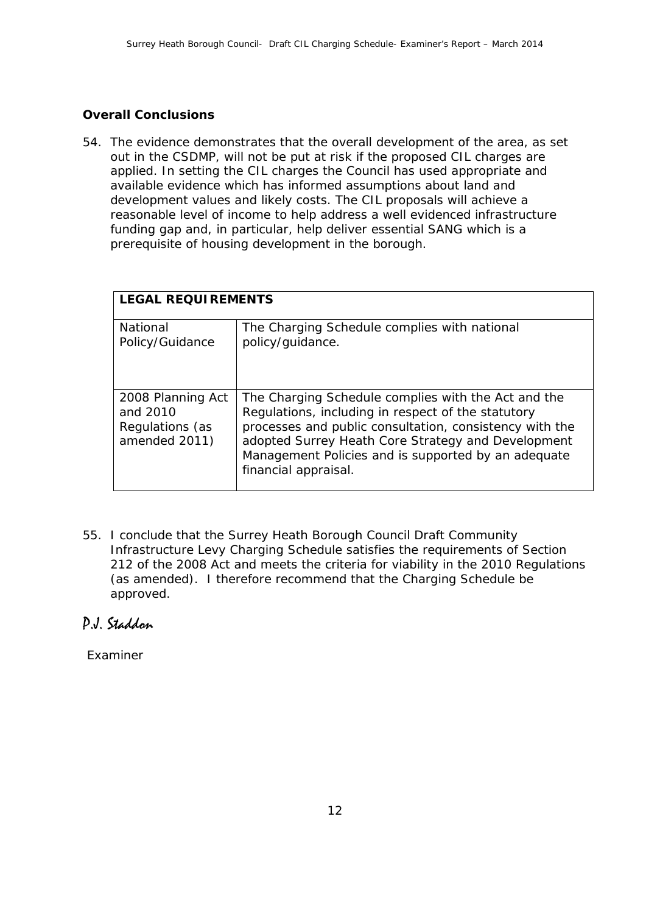**Overall Conclusions**

54. The evidence demonstrates that the overall development of the area, as set out in the CSDMP, will not be put at risk if the proposed CIL charges are applied. In setting the CIL charges the Council has used appropriate and available evidence which has informed assumptions about land and development values and likely costs. The CIL proposals will achieve a reasonable level of income to help address a well evidenced infrastructure funding gap and, in particular, help deliver essential SANG which is a prerequisite of housing development in the borough.

| **LEGAL REQUIREMENTS** | |
|---|---|
| National Policy/Guidance | The Charging Schedule complies with national policy/guidance. |
| 2008 Planning Act and 2010 Regulations (as amended 2011) | The Charging Schedule complies with the Act and the Regulations, including in respect of the statutory processes and public consultation, consistency with the adopted Surrey Heath Core Strategy and Development Management Policies and is supported by an adequate financial appraisal. |

55. I conclude that the Surrey Heath Borough Council Draft Community Infrastructure Levy Charging Schedule satisfies the requirements of Section 212 of the 2008 Act and meets the criteria for viability in the 2010 Regulations (as amended). I therefore recommend that the Charging Schedule be approved.

P.J. Staddon

Examiner